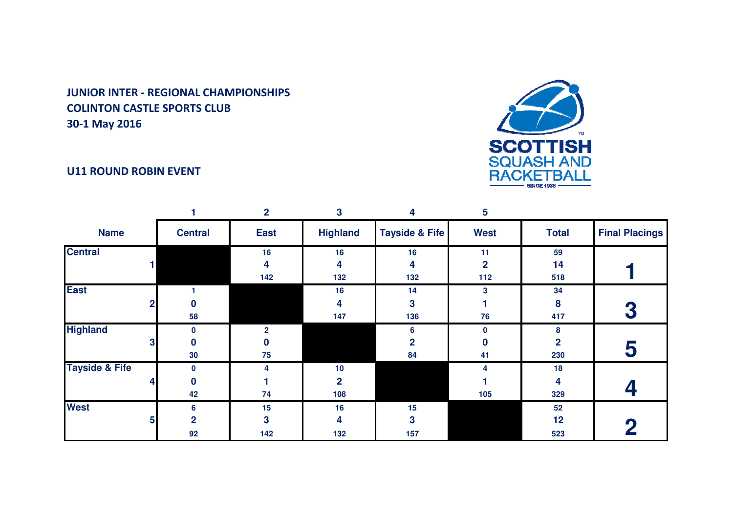**JUNIOR INTER - REGIONAL CHAMPIONSHIPS**
**COLINTON CASTLE SPORTS CLUB**
**30-1 May 2016**

SCOTTISH SQUASH AND RACKETBALL SINCE 1936

**U11 ROUND ROBIN EVENT**

| | 1 | 2 | 3 | 4 | 5 | | |
|---|---|---|---|---|---|---|---|
| **Name** | **Central** | **East** | **Highland** | **Tayside & Fife** | **West** | **Total** | **Final Placings** |
| **Central** 1 | | 16<br>4<br>142 | 16<br>4<br>132 | 16<br>4<br>132 | 11<br>2<br>112 | 59<br>14<br>518 | 1 |
| **East** 2 | 1<br>0<br>58 | | 16<br>4<br>147 | 14<br>3<br>136 | 3<br>1<br>76 | 34<br>8<br>417 | 3 |
| **Highland** 3 | 0<br>0<br>30 | 2<br>0<br>75 | | 6<br>2<br>84 | 0<br>0<br>41 | 8<br>2<br>230 | 5 |
| **Tayside & Fife** 4 | 0<br>0<br>42 | 4<br>1<br>74 | 10<br>2<br>108 | | 4<br>1<br>105 | 18<br>4<br>329 | 4 |
| **West** 5 | 6<br>2<br>92 | 15<br>3<br>142 | 16<br>4<br>132 | 15<br>3<br>157 | | 52<br>12<br>523 | 2 |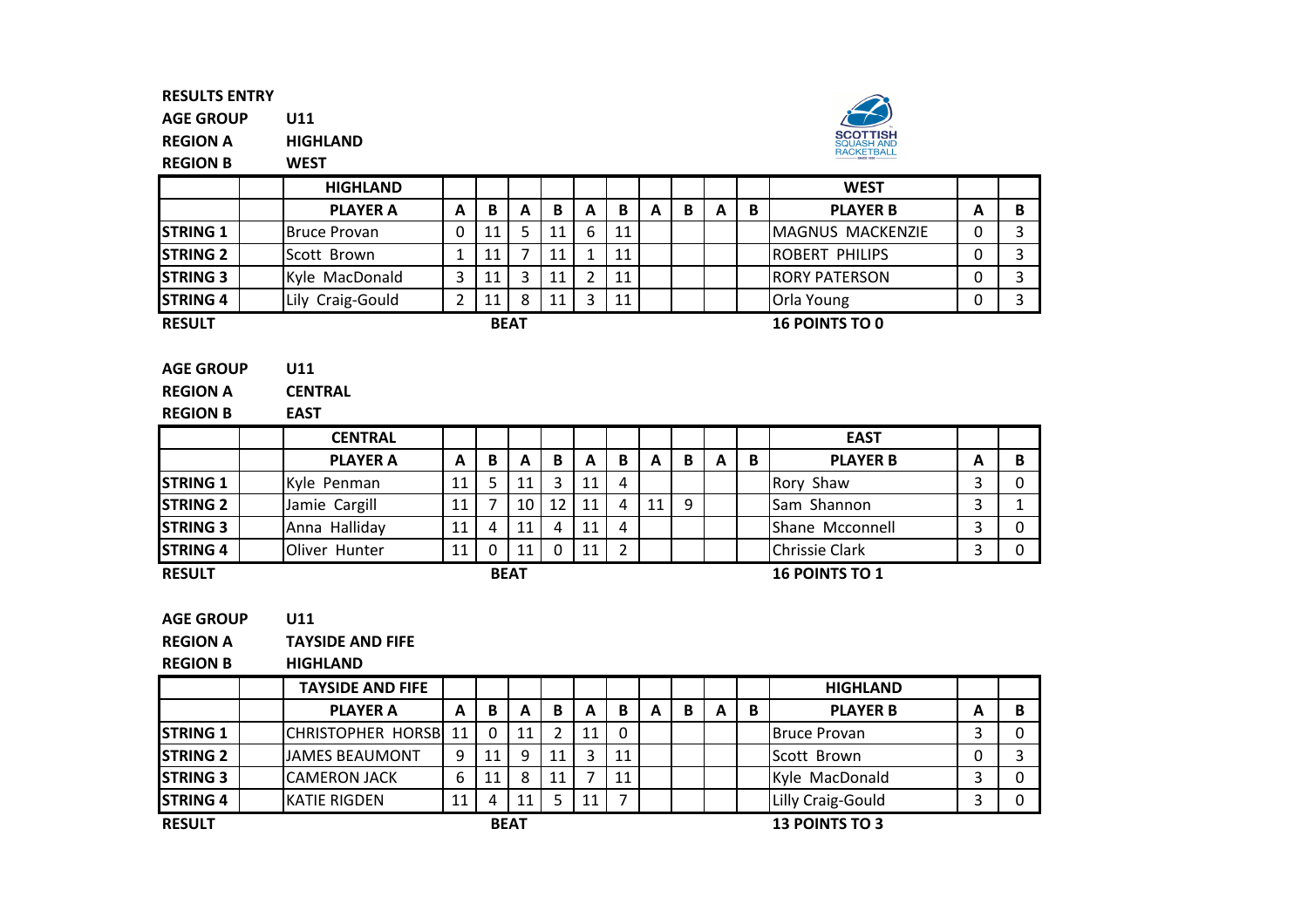**RESULTS ENTRY**

**AGE GROUP** U11

**REGION A** HIGHLAND

**REGION B** WEST

| | | HIGHLAND | | | | | | | | | | | WEST | | |
|---|---|---|---|---|---|---|---|---|---|---|---|---|---|---|---|
| | | **PLAYER A** | **A** | **B** | **A** | **B** | **A** | **B** | **A** | **B** | **A** | **B** | **PLAYER B** | **A** | **B** |
| **STRING 1** | | Bruce Provan | 0 | 11 | 5 | 11 | 6 | 11 | | | | | MAGNUS MACKENZIE | 0 | 3 |
| **STRING 2** | | Scott Brown | 1 | 11 | 7 | 11 | 1 | 11 | | | | | ROBERT PHILIPS | 0 | 3 |
| **STRING 3** | | Kyle MacDonald | 3 | 11 | 3 | 11 | 2 | 11 | | | | | RORY PATERSON | 0 | 3 |
| **STRING 4** | | Lily Craig-Gould | 2 | 11 | 8 | 11 | 3 | 11 | | | | | Orla Young | 0 | 3 |

**RESULT** **BEAT** **16 POINTS TO 0**

**AGE GROUP** U11

**REGION A** CENTRAL

**REGION B** EAST

| | | CENTRAL | | | | | | | | | | | EAST | | |
|---|---|---|---|---|---|---|---|---|---|---|---|---|---|---|---|
| | | **PLAYER A** | **A** | **B** | **A** | **B** | **A** | **B** | **A** | **B** | **A** | **B** | **PLAYER B** | **A** | **B** |
| **STRING 1** | | Kyle Penman | 11 | 5 | 11 | 3 | 11 | 4 | | | | | Rory Shaw | 3 | 0 |
| **STRING 2** | | Jamie Cargill | 11 | 7 | 10 | 12 | 11 | 4 | 11 | 9 | | | Sam Shannon | 3 | 1 |
| **STRING 3** | | Anna Halliday | 11 | 4 | 11 | 4 | 11 | 4 | | | | | Shane Mcconnell | 3 | 0 |
| **STRING 4** | | Oliver Hunter | 11 | 0 | 11 | 0 | 11 | 2 | | | | | Chrissie Clark | 3 | 0 |

**RESULT** **BEAT** **16 POINTS TO 1**

**AGE GROUP** U11

**REGION A** TAYSIDE AND FIFE

**REGION B** HIGHLAND

| | | TAYSIDE AND FIFE | | | | | | | | | | | HIGHLAND | | |
|---|---|---|---|---|---|---|---|---|---|---|---|---|---|---|---|
| | | **PLAYER A** | **A** | **B** | **A** | **B** | **A** | **B** | **A** | **B** | **A** | **B** | **PLAYER B** | **A** | **B** |
| **STRING 1** | | CHRISTOPHER HORSB | 11 | 0 | 11 | 2 | 11 | 0 | | | | | Bruce Provan | 3 | 0 |
| **STRING 2** | | JAMES BEAUMONT | 9 | 11 | 9 | 11 | 3 | 11 | | | | | Scott Brown | 0 | 3 |
| **STRING 3** | | CAMERON JACK | 6 | 11 | 8 | 11 | 7 | 11 | | | | | Kyle MacDonald | 3 | 0 |
| **STRING 4** | | KATIE RIGDEN | 11 | 4 | 11 | 5 | 11 | 7 | | | | | Lilly Craig-Gould | 3 | 0 |

**RESULT** **BEAT** **13 POINTS TO 3**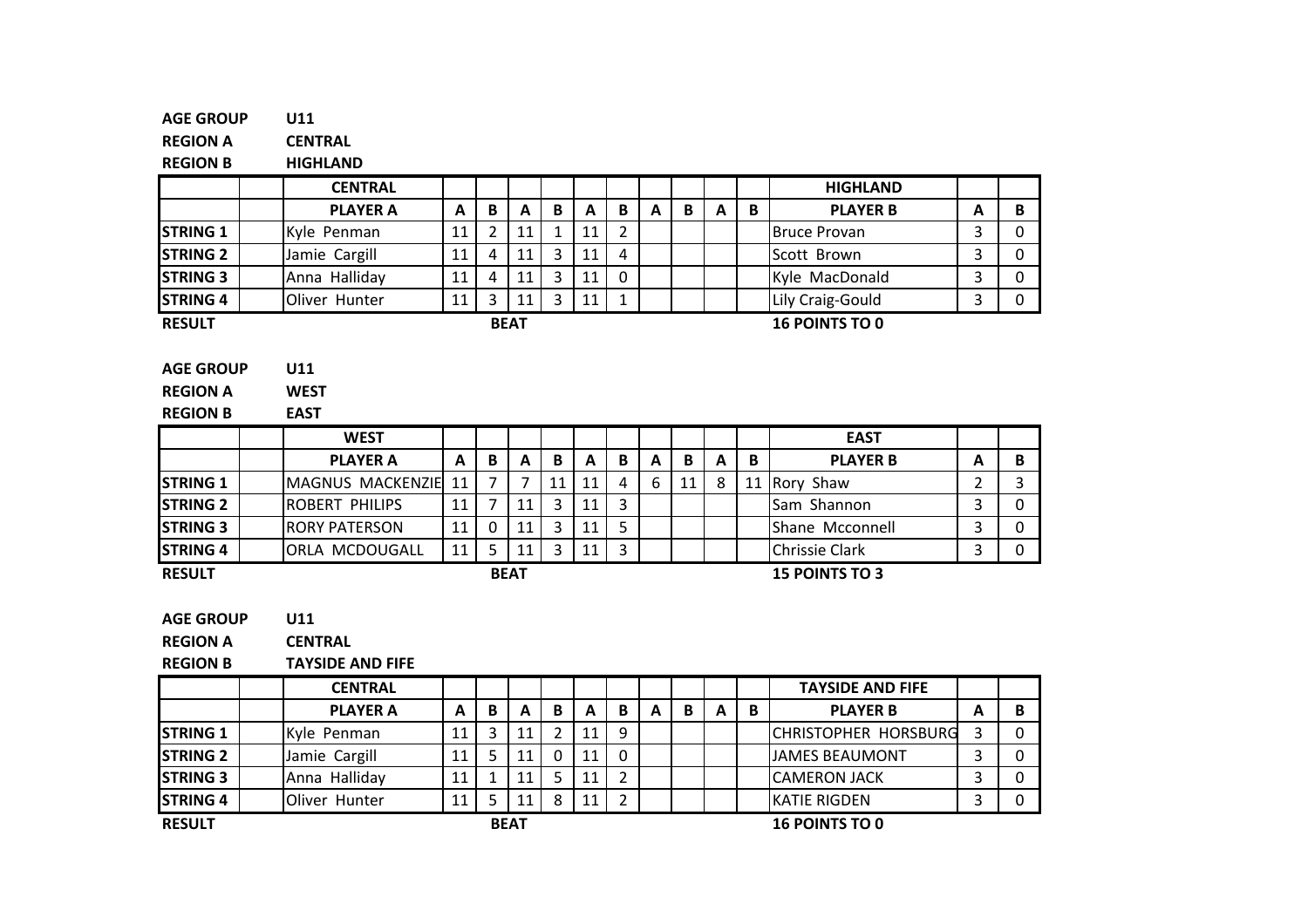**AGE GROUP** U11
**REGION A** CENTRAL
**REGION B** HIGHLAND

| | | CENTRAL | | | | | | | | | | | HIGHLAND | | |
|---|---|---|---|---|---|---|---|---|---|---|---|---|---|---|---|
| | | **PLAYER A** | **A** | **B** | **A** | **B** | **A** | **B** | **A** | **B** | **A** | **B** | **PLAYER B** | **A** | **B** |
| **STRING 1** | | Kyle Penman | 11 | 2 | 11 | 1 | 11 | 2 | | | | | Bruce Provan | 3 | 0 |
| **STRING 2** | | Jamie Cargill | 11 | 4 | 11 | 3 | 11 | 4 | | | | | Scott Brown | 3 | 0 |
| **STRING 3** | | Anna Halliday | 11 | 4 | 11 | 3 | 11 | 0 | | | | | Kyle MacDonald | 3 | 0 |
| **STRING 4** | | Oliver Hunter | 11 | 3 | 11 | 3 | 11 | 1 | | | | | Lily Craig-Gould | 3 | 0 |

**RESULT** **BEAT** **16 POINTS TO 0**

**AGE GROUP** U11
**REGION A** WEST
**REGION B** EAST

| | | WEST | | | | | | | | | | | EAST | | |
|---|---|---|---|---|---|---|---|---|---|---|---|---|---|---|---|
| | | **PLAYER A** | **A** | **B** | **A** | **B** | **A** | **B** | **A** | **B** | **A** | **B** | **PLAYER B** | **A** | **B** |
| **STRING 1** | | MAGNUS MACKENZIE | 11 | 7 | 7 | 11 | 11 | 4 | 6 | 11 | 8 | 11 | Rory Shaw | 2 | 3 |
| **STRING 2** | | ROBERT PHILIPS | 11 | 7 | 11 | 3 | 11 | 3 | | | | | Sam Shannon | 3 | 0 |
| **STRING 3** | | RORY PATERSON | 11 | 0 | 11 | 3 | 11 | 5 | | | | | Shane Mcconnell | 3 | 0 |
| **STRING 4** | | ORLA MCDOUGALL | 11 | 5 | 11 | 3 | 11 | 3 | | | | | Chrissie Clark | 3 | 0 |

**RESULT** **BEAT** **15 POINTS TO 3**

**AGE GROUP** U11
**REGION A** CENTRAL
**REGION B** TAYSIDE AND FIFE

| | | CENTRAL | | | | | | | | | | | TAYSIDE AND FIFE | | |
|---|---|---|---|---|---|---|---|---|---|---|---|---|---|---|---|
| | | **PLAYER A** | **A** | **B** | **A** | **B** | **A** | **B** | **A** | **B** | **A** | **B** | **PLAYER B** | **A** | **B** |
| **STRING 1** | | Kyle Penman | 11 | 3 | 11 | 2 | 11 | 9 | | | | | CHRISTOPHER HORSBURG | 3 | 0 |
| **STRING 2** | | Jamie Cargill | 11 | 5 | 11 | 0 | 11 | 0 | | | | | JAMES BEAUMONT | 3 | 0 |
| **STRING 3** | | Anna Halliday | 11 | 1 | 11 | 5 | 11 | 2 | | | | | CAMERON JACK | 3 | 0 |
| **STRING 4** | | Oliver Hunter | 11 | 5 | 11 | 8 | 11 | 2 | | | | | KATIE RIGDEN | 3 | 0 |

**RESULT** **BEAT** **16 POINTS TO 0**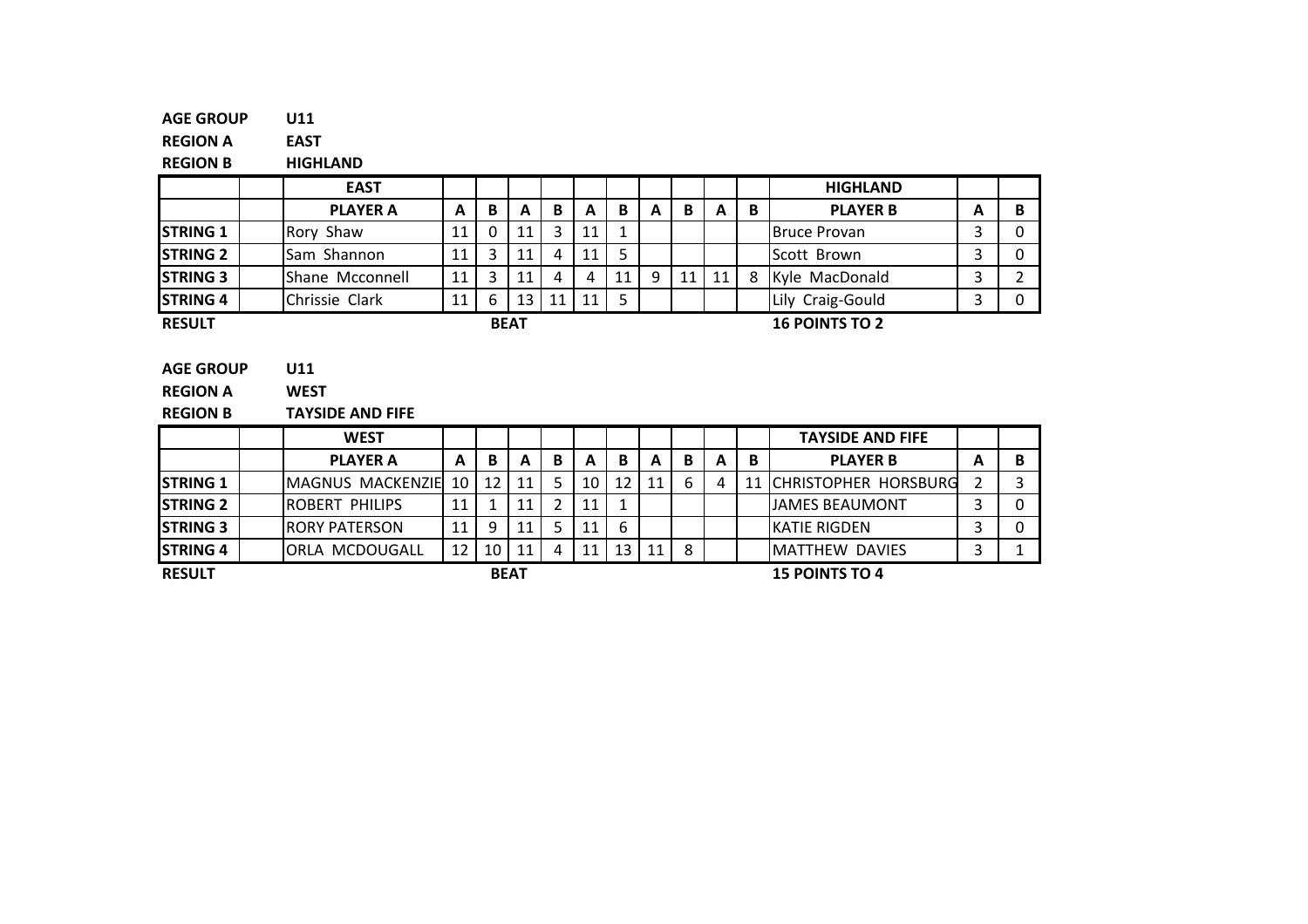**AGE GROUP** U11

**REGION A** EAST

**REGION B** HIGHLAND

| | | EAST | | | | | | | | | | | HIGHLAND | | |
|---|---|---|---|---|---|---|---|---|---|---|---|---|---|---|---|
| | | **PLAYER A** | **A** | **B** | **A** | **B** | **A** | **B** | **A** | **B** | **A** | **B** | **PLAYER B** | **A** | **B** |
| **STRING 1** | | Rory Shaw | 11 | 0 | 11 | 3 | 11 | 1 | | | | | Bruce Provan | 3 | 0 |
| **STRING 2** | | Sam Shannon | 11 | 3 | 11 | 4 | 11 | 5 | | | | | Scott Brown | 3 | 0 |
| **STRING 3** | | Shane Mcconnell | 11 | 3 | 11 | 4 | 4 | 11 | 9 | 11 | 11 | 8 | Kyle MacDonald | 3 | 2 |
| **STRING 4** | | Chrissie Clark | 11 | 6 | 13 | 11 | 11 | 5 | | | | | Lily Craig-Gould | 3 | 0 |

**RESULT** **BEAT** **16 POINTS TO 2**

**AGE GROUP** U11

**REGION A** WEST

**REGION B** TAYSIDE AND FIFE

| | | WEST | | | | | | | | | | | TAYSIDE AND FIFE | | |
|---|---|---|---|---|---|---|---|---|---|---|---|---|---|---|---|
| | | **PLAYER A** | **A** | **B** | **A** | **B** | **A** | **B** | **A** | **B** | **A** | **B** | **PLAYER B** | **A** | **B** |
| **STRING 1** | | MAGNUS MACKENZIE | 10 | 12 | 11 | 5 | 10 | 12 | 11 | 6 | 4 | 11 | CHRISTOPHER HORSBURG | 2 | 3 |
| **STRING 2** | | ROBERT PHILIPS | 11 | 1 | 11 | 2 | 11 | 1 | | | | | JAMES BEAUMONT | 3 | 0 |
| **STRING 3** | | RORY PATERSON | 11 | 9 | 11 | 5 | 11 | 6 | | | | | KATIE RIGDEN | 3 | 0 |
| **STRING 4** | | ORLA MCDOUGALL | 12 | 10 | 11 | 4 | 11 | 13 | 11 | 8 | | | MATTHEW DAVIES | 3 | 1 |

**RESULT** **BEAT** **15 POINTS TO 4**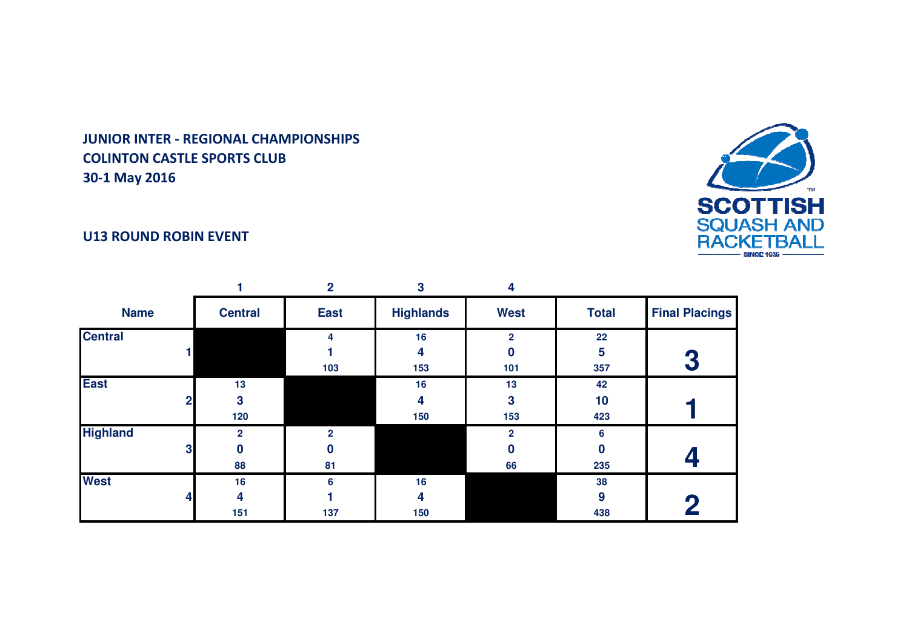**JUNIOR INTER - REGIONAL CHAMPIONSHIPS**
**COLINTON CASTLE SPORTS CLUB**
**30-1 May 2016**

SCOTTISH SQUASH AND RACKETBALL
SINCE 1936

**U13 ROUND ROBIN EVENT**

| | 1 | 2 | 3 | 4 | | |
|---|---|---|---|---|---|---|
| **Name** | **Central** | **East** | **Highlands** | **West** | **Total** | **Final Placings** |
| **Central** 1 | | 4<br>1<br>103 | 16<br>4<br>153 | 2<br>0<br>101 | 22<br>5<br>357 | **3** |
| **East** 2 | 13<br>3<br>120 | | 16<br>4<br>150 | 13<br>3<br>153 | 42<br>10<br>423 | **1** |
| **Highland** 3 | 2<br>0<br>88 | 2<br>0<br>81 | | 2<br>0<br>66 | 6<br>0<br>235 | **4** |
| **West** 4 | 16<br>4<br>151 | 6<br>1<br>137 | 16<br>4<br>150 | | 38<br>9<br>438 | **2** |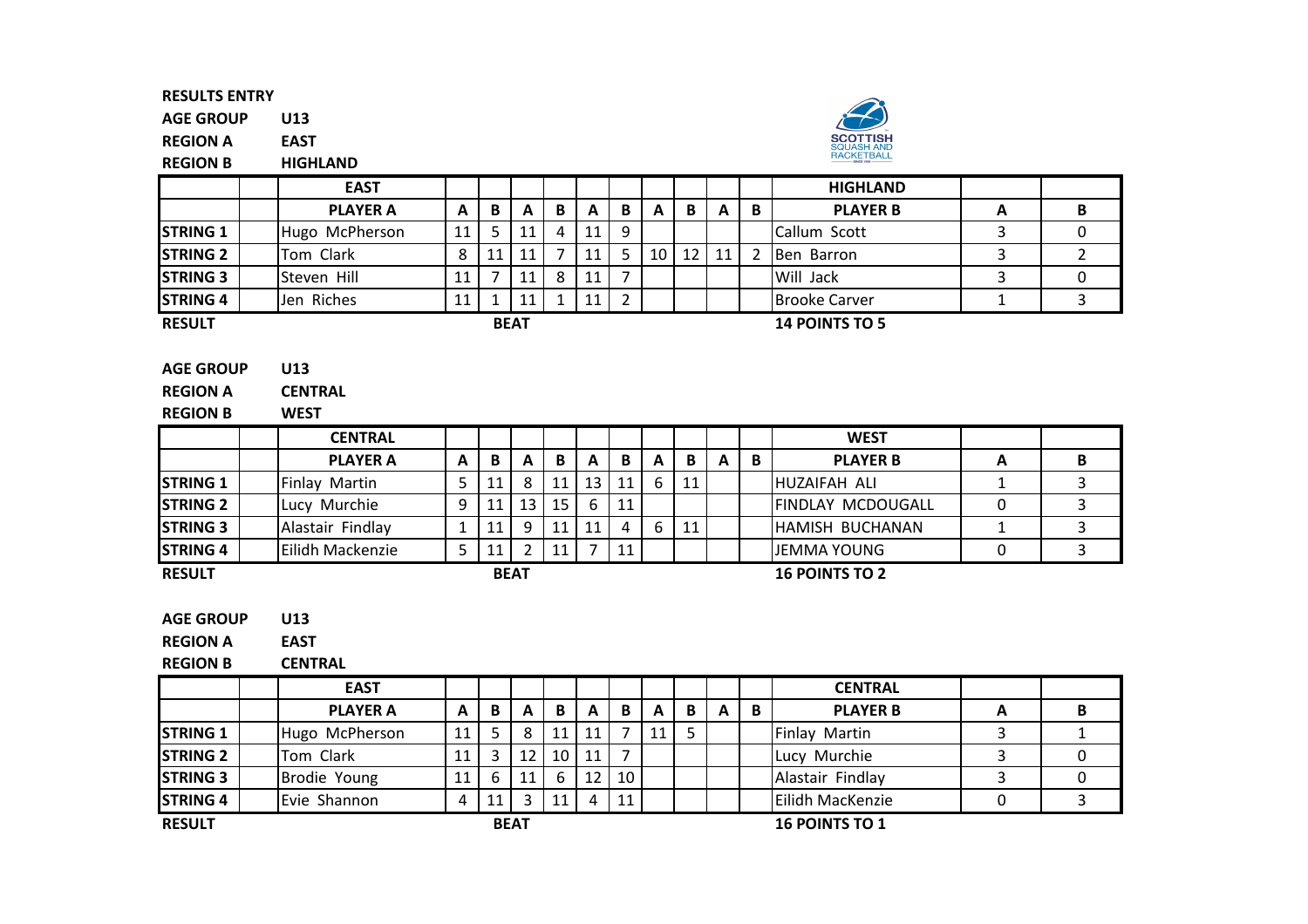**RESULTS ENTRY**

**AGE GROUP** U13

**REGION A** EAST

**REGION B** HIGHLAND

| | | EAST | | | | | | | | | | | HIGHLAND | | |
|---|---|---|---|---|---|---|---|---|---|---|---|---|---|---|---|
| | | **PLAYER A** | **A** | **B** | **A** | **B** | **A** | **B** | **A** | **B** | **A** | **B** | **PLAYER B** | **A** | **B** |
| **STRING 1** | | Hugo McPherson | 11 | 5 | 11 | 4 | 11 | 9 | | | | | Callum Scott | 3 | 0 |
| **STRING 2** | | Tom Clark | 8 | 11 | 11 | 7 | 11 | 5 | 10 | 12 | 11 | 2 | Ben Barron | 3 | 2 |
| **STRING 3** | | Steven Hill | 11 | 7 | 11 | 8 | 11 | 7 | | | | | Will Jack | 3 | 0 |
| **STRING 4** | | Jen Riches | 11 | 1 | 11 | 1 | 11 | 2 | | | | | Brooke Carver | 1 | 3 |

**RESULT** **BEAT** **14 POINTS TO 5**

**AGE GROUP** U13

**REGION A** CENTRAL

**REGION B** WEST

| | | CENTRAL | | | | | | | | | | | WEST | | |
|---|---|---|---|---|---|---|---|---|---|---|---|---|---|---|---|
| | | **PLAYER A** | **A** | **B** | **A** | **B** | **A** | **B** | **A** | **B** | **A** | **B** | **PLAYER B** | **A** | **B** |
| **STRING 1** | | Finlay Martin | 5 | 11 | 8 | 11 | 13 | 11 | 6 | 11 | | | HUZAIFAH ALI | 1 | 3 |
| **STRING 2** | | Lucy Murchie | 9 | 11 | 13 | 15 | 6 | 11 | | | | | FINDLAY MCDOUGALL | 0 | 3 |
| **STRING 3** | | Alastair Findlay | 1 | 11 | 9 | 11 | 11 | 4 | 6 | 11 | | | HAMISH BUCHANAN | 1 | 3 |
| **STRING 4** | | Eilidh Mackenzie | 5 | 11 | 2 | 11 | 7 | 11 | | | | | JEMMA YOUNG | 0 | 3 |

**RESULT** **BEAT** **16 POINTS TO 2**

**AGE GROUP** U13

**REGION A** EAST

**REGION B** CENTRAL

| | | EAST | | | | | | | | | | | CENTRAL | | |
|---|---|---|---|---|---|---|---|---|---|---|---|---|---|---|---|
| | | **PLAYER A** | **A** | **B** | **A** | **B** | **A** | **B** | **A** | **B** | **A** | **B** | **PLAYER B** | **A** | **B** |
| **STRING 1** | | Hugo McPherson | 11 | 5 | 8 | 11 | 11 | 7 | 11 | 5 | | | Finlay Martin | 3 | 1 |
| **STRING 2** | | Tom Clark | 11 | 3 | 12 | 10 | 11 | 7 | | | | | Lucy Murchie | 3 | 0 |
| **STRING 3** | | Brodie Young | 11 | 6 | 11 | 6 | 12 | 10 | | | | | Alastair Findlay | 3 | 0 |
| **STRING 4** | | Evie Shannon | 4 | 11 | 3 | 11 | 4 | 11 | | | | | Eilidh MacKenzie | 0 | 3 |

**RESULT** **BEAT** **16 POINTS TO 1**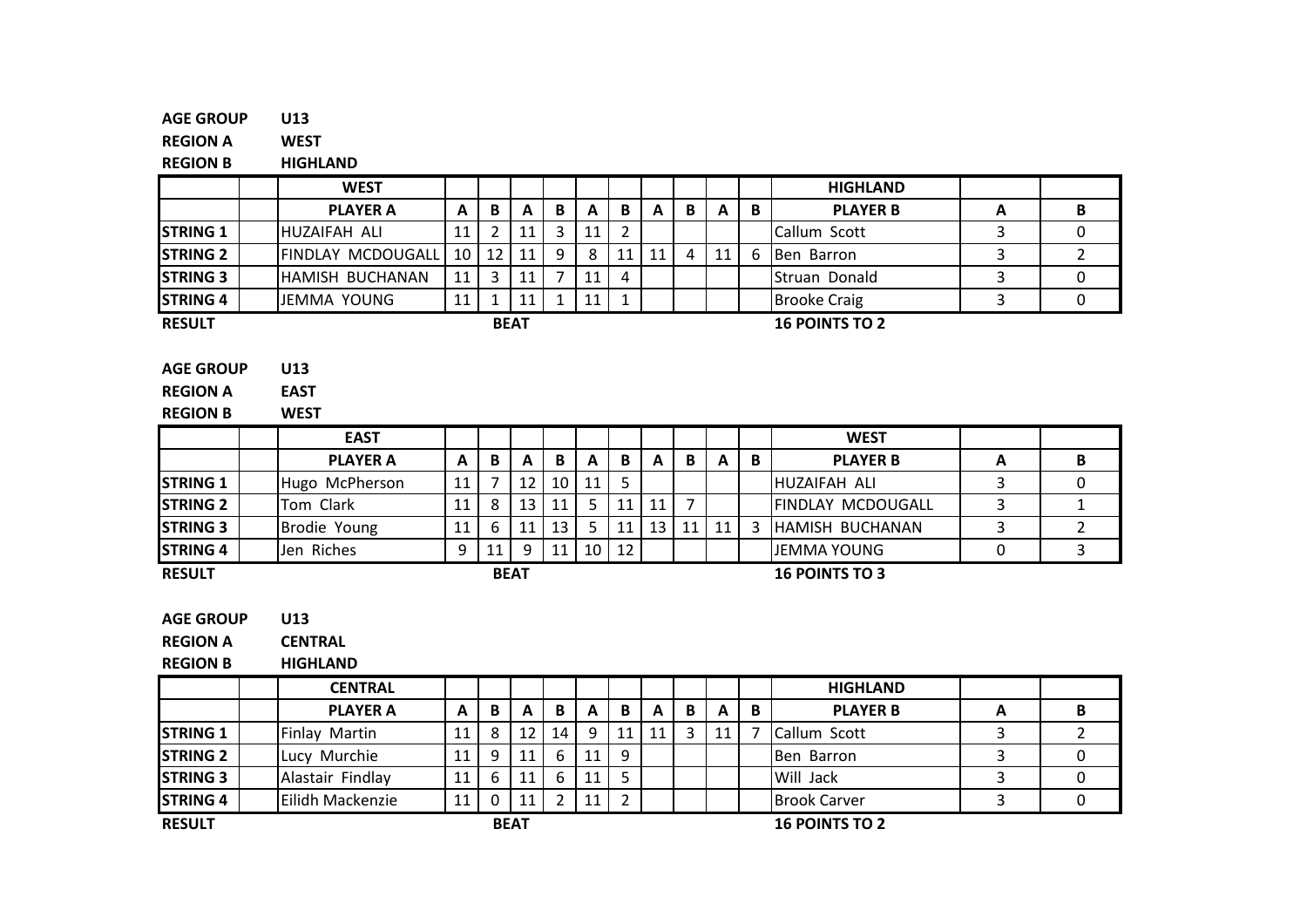**AGE GROUP** U13
**REGION A** WEST
**REGION B** HIGHLAND

| | | WEST | | | | | | | | | | | HIGHLAND | | |
|---|---|---|---|---|---|---|---|---|---|---|---|---|---|---|---|
| | | **PLAYER A** | **A** | **B** | **A** | **B** | **A** | **B** | **A** | **B** | **A** | **B** | **PLAYER B** | **A** | **B** |
| **STRING 1** | | HUZAIFAH ALI | 11 | 2 | 11 | 3 | 11 | 2 | | | | | Callum Scott | 3 | 0 |
| **STRING 2** | | FINDLAY MCDOUGALL | 10 | 12 | 11 | 9 | 8 | 11 | 11 | 4 | 11 | 6 | Ben Barron | 3 | 2 |
| **STRING 3** | | HAMISH BUCHANAN | 11 | 3 | 11 | 7 | 11 | 4 | | | | | Struan Donald | 3 | 0 |
| **STRING 4** | | JEMMA YOUNG | 11 | 1 | 11 | 1 | 11 | 1 | | | | | Brooke Craig | 3 | 0 |

**RESULT** **BEAT** **16 POINTS TO 2**

**AGE GROUP** U13
**REGION A** EAST
**REGION B** WEST

| | | EAST | | | | | | | | | | | WEST | | |
|---|---|---|---|---|---|---|---|---|---|---|---|---|---|---|---|
| | | **PLAYER A** | **A** | **B** | **A** | **B** | **A** | **B** | **A** | **B** | **A** | **B** | **PLAYER B** | **A** | **B** |
| **STRING 1** | | Hugo McPherson | 11 | 7 | 12 | 10 | 11 | 5 | | | | | HUZAIFAH ALI | 3 | 0 |
| **STRING 2** | | Tom Clark | 11 | 8 | 13 | 11 | 5 | 11 | 11 | 7 | | | FINDLAY MCDOUGALL | 3 | 1 |
| **STRING 3** | | Brodie Young | 11 | 6 | 11 | 13 | 5 | 11 | 13 | 11 | 11 | 3 | HAMISH BUCHANAN | 3 | 2 |
| **STRING 4** | | Jen Riches | 9 | 11 | 9 | 11 | 10 | 12 | | | | | JEMMA YOUNG | 0 | 3 |

**RESULT** **BEAT** **16 POINTS TO 3**

**AGE GROUP** U13
**REGION A** CENTRAL
**REGION B** HIGHLAND

| | | CENTRAL | | | | | | | | | | | HIGHLAND | | |
|---|---|---|---|---|---|---|---|---|---|---|---|---|---|---|---|
| | | **PLAYER A** | **A** | **B** | **A** | **B** | **A** | **B** | **A** | **B** | **A** | **B** | **PLAYER B** | **A** | **B** |
| **STRING 1** | | Finlay Martin | 11 | 8 | 12 | 14 | 9 | 11 | 11 | 3 | 11 | 7 | Callum Scott | 3 | 2 |
| **STRING 2** | | Lucy Murchie | 11 | 9 | 11 | 6 | 11 | 9 | | | | | Ben Barron | 3 | 0 |
| **STRING 3** | | Alastair Findlay | 11 | 6 | 11 | 6 | 11 | 5 | | | | | Will Jack | 3 | 0 |
| **STRING 4** | | Eilidh Mackenzie | 11 | 0 | 11 | 2 | 11 | 2 | | | | | Brook Carver | 3 | 0 |

**RESULT** **BEAT** **16 POINTS TO 2**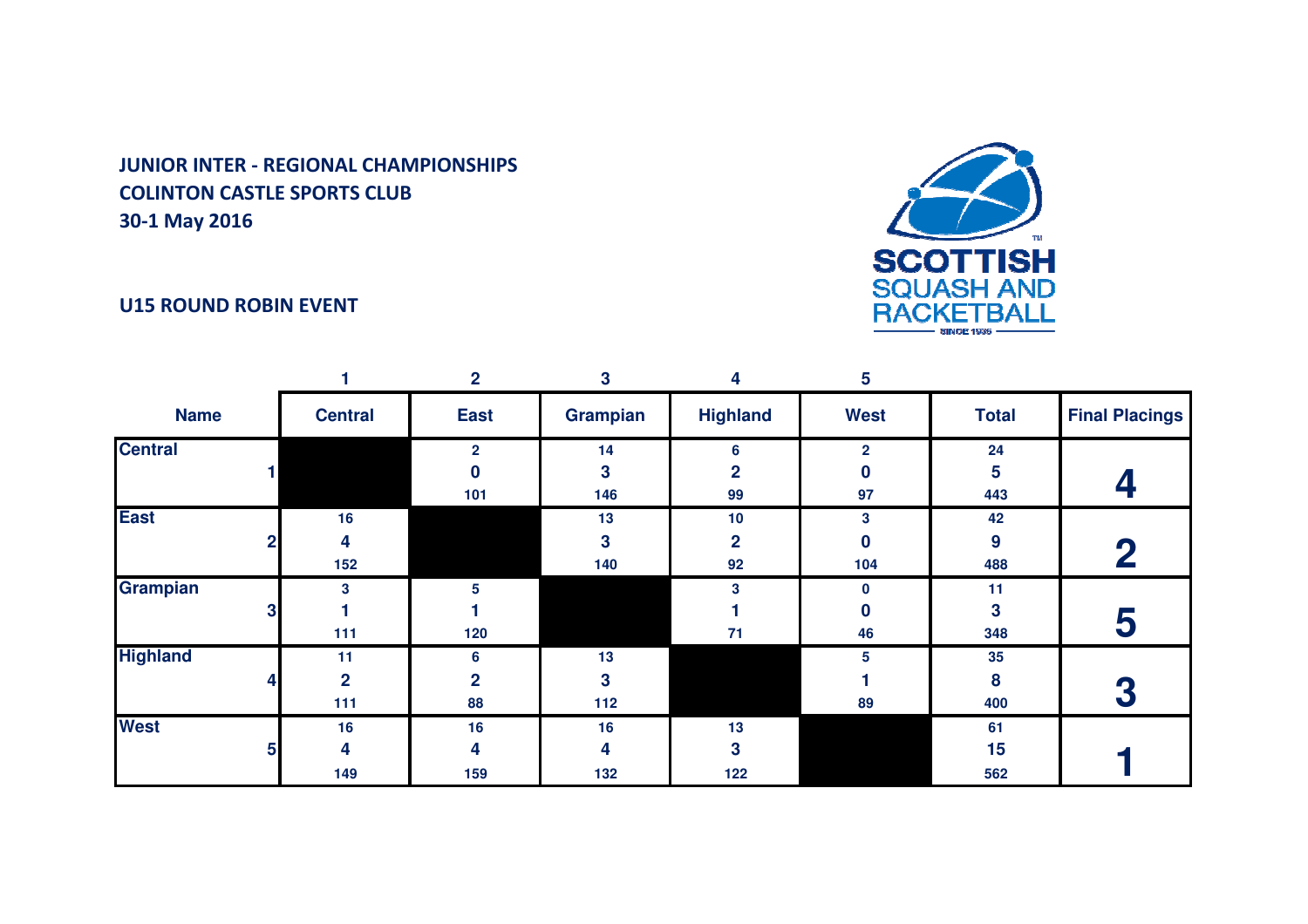**JUNIOR INTER - REGIONAL CHAMPIONSHIPS**
**COLINTON CASTLE SPORTS CLUB**
**30-1 May 2016**

**U15 ROUND ROBIN EVENT**

| | 1 | 2 | 3 | 4 | 5 | | |
|---|---|---|---|---|---|---|---|
| **Name** | **Central** | **East** | **Grampian** | **Highland** | **West** | **Total** | **Final Placings** |
| **Central** 1 | | 2<br>0<br>101 | 14<br>3<br>146 | 6<br>2<br>99 | 2<br>0<br>97 | 24<br>5<br>443 | **4** |
| **East** 2 | 16<br>4<br>152 | | 13<br>3<br>140 | 10<br>2<br>92 | 3<br>0<br>104 | 42<br>9<br>488 | **2** |
| **Grampian** 3 | 3<br>1<br>111 | 5<br>1<br>120 | | 3<br>1<br>71 | 0<br>0<br>46 | 11<br>3<br>348 | **5** |
| **Highland** 4 | 11<br>2<br>111 | 6<br>2<br>88 | 13<br>3<br>112 | | 5<br>1<br>89 | 35<br>8<br>400 | **3** |
| **West** 5 | 16<br>4<br>149 | 16<br>4<br>159 | 16<br>4<br>132 | 13<br>3<br>122 | | 61<br>15<br>562 | **1** |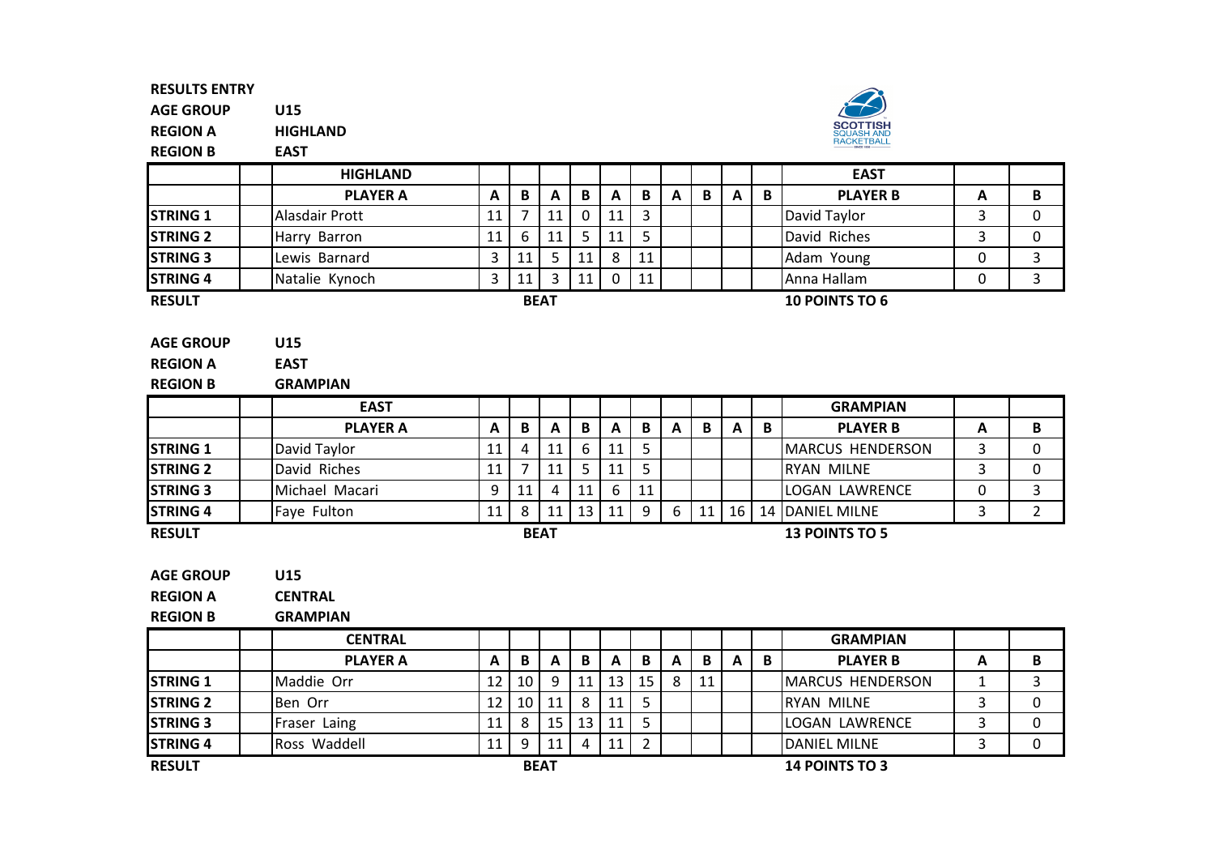**RESULTS ENTRY**

**AGE GROUP** U15

**REGION A** HIGHLAND

**REGION B** EAST

| | | HIGHLAND | | | | | | | | | | | EAST | | |
|---|---|---|---|---|---|---|---|---|---|---|---|---|---|---|---|
| | | **PLAYER A** | **A** | **B** | **A** | **B** | **A** | **B** | **A** | **B** | **A** | **B** | **PLAYER B** | **A** | **B** |
| **STRING 1** | | Alasdair Prott | 11 | 7 | 11 | 0 | 11 | 3 | | | | | David Taylor | 3 | 0 |
| **STRING 2** | | Harry Barron | 11 | 6 | 11 | 5 | 11 | 5 | | | | | David Riches | 3 | 0 |
| **STRING 3** | | Lewis Barnard | 3 | 11 | 5 | 11 | 8 | 11 | | | | | Adam Young | 0 | 3 |
| **STRING 4** | | Natalie Kynoch | 3 | 11 | 3 | 11 | 0 | 11 | | | | | Anna Hallam | 0 | 3 |

**RESULT** **BEAT** **10 POINTS TO 6**

**AGE GROUP** U15

**REGION A** EAST

**REGION B** GRAMPIAN

| | | EAST | | | | | | | | | | | GRAMPIAN | | |
|---|---|---|---|---|---|---|---|---|---|---|---|---|---|---|---|
| | | **PLAYER A** | **A** | **B** | **A** | **B** | **A** | **B** | **A** | **B** | **A** | **B** | **PLAYER B** | **A** | **B** |
| **STRING 1** | | David Taylor | 11 | 4 | 11 | 6 | 11 | 5 | | | | | MARCUS HENDERSON | 3 | 0 |
| **STRING 2** | | David Riches | 11 | 7 | 11 | 5 | 11 | 5 | | | | | RYAN MILNE | 3 | 0 |
| **STRING 3** | | Michael Macari | 9 | 11 | 4 | 11 | 6 | 11 | | | | | LOGAN LAWRENCE | 0 | 3 |
| **STRING 4** | | Faye Fulton | 11 | 8 | 11 | 13 | 11 | 9 | 6 | 11 | 16 | 14 | DANIEL MILNE | 3 | 2 |

**RESULT** **BEAT** **13 POINTS TO 5**

**AGE GROUP** U15

**REGION A** CENTRAL

**REGION B** GRAMPIAN

| | | CENTRAL | | | | | | | | | | | GRAMPIAN | | |
|---|---|---|---|---|---|---|---|---|---|---|---|---|---|---|---|
| | | **PLAYER A** | **A** | **B** | **A** | **B** | **A** | **B** | **A** | **B** | **A** | **B** | **PLAYER B** | **A** | **B** |
| **STRING 1** | | Maddie Orr | 12 | 10 | 9 | 11 | 13 | 15 | 8 | 11 | | | MARCUS HENDERSON | 1 | 3 |
| **STRING 2** | | Ben Orr | 12 | 10 | 11 | 8 | 11 | 5 | | | | | RYAN MILNE | 3 | 0 |
| **STRING 3** | | Fraser Laing | 11 | 8 | 15 | 13 | 11 | 5 | | | | | LOGAN LAWRENCE | 3 | 0 |
| **STRING 4** | | Ross Waddell | 11 | 9 | 11 | 4 | 11 | 2 | | | | | DANIEL MILNE | 3 | 0 |

**RESULT** **BEAT** **14 POINTS TO 3**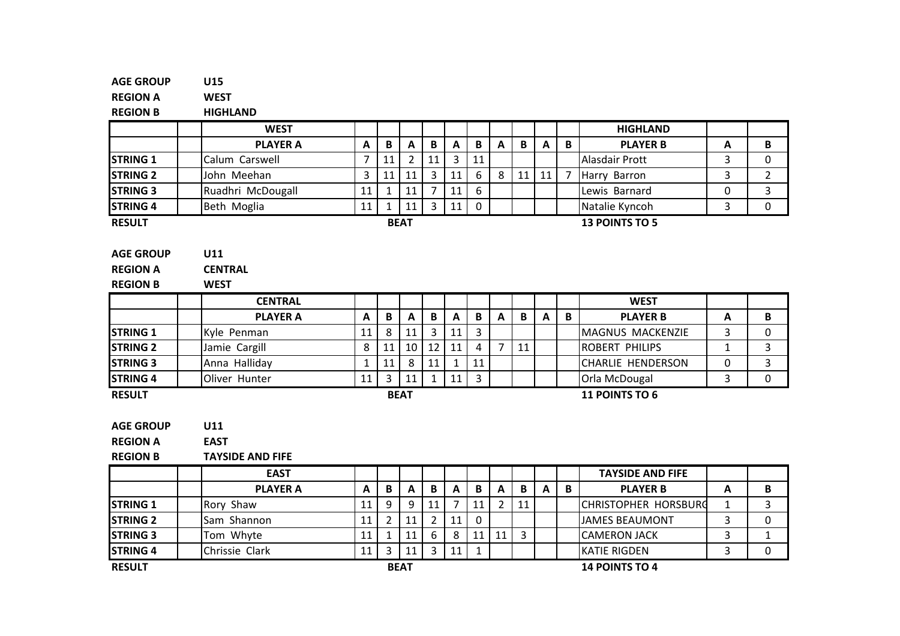**AGE GROUP** U15
**REGION A** WEST
**REGION B** HIGHLAND

| | | WEST | | | | | | | | | | | HIGHLAND | | |
|---|---|---|---|---|---|---|---|---|---|---|---|---|---|---|---|
| | | **PLAYER A** | **A** | **B** | **A** | **B** | **A** | **B** | **A** | **B** | **A** | **B** | **PLAYER B** | **A** | **B** |
| **STRING 1** | | Calum Carswell | 7 | 11 | 2 | 11 | 3 | 11 | | | | | Alasdair Prott | 3 | 0 |
| **STRING 2** | | John Meehan | 3 | 11 | 11 | 3 | 11 | 6 | 8 | 11 | 11 | 7 | Harry Barron | 3 | 2 |
| **STRING 3** | | Ruadhri McDougall | 11 | 1 | 11 | 7 | 11 | 6 | | | | | Lewis Barnard | 0 | 3 |
| **STRING 4** | | Beth Moglia | 11 | 1 | 11 | 3 | 11 | 0 | | | | | Natalie Kyncoh | 3 | 0 |

**RESULT** **BEAT** **13 POINTS TO 5**

**AGE GROUP** U11
**REGION A** CENTRAL
**REGION B** WEST

| | | CENTRAL | | | | | | | | | | | WEST | | |
|---|---|---|---|---|---|---|---|---|---|---|---|---|---|---|---|
| | | **PLAYER A** | **A** | **B** | **A** | **B** | **A** | **B** | **A** | **B** | **A** | **B** | **PLAYER B** | **A** | **B** |
| **STRING 1** | | Kyle Penman | 11 | 8 | 11 | 3 | 11 | 3 | | | | | MAGNUS MACKENZIE | 3 | 0 |
| **STRING 2** | | Jamie Cargill | 8 | 11 | 10 | 12 | 11 | 4 | 7 | 11 | | | ROBERT PHILIPS | 1 | 3 |
| **STRING 3** | | Anna Halliday | 1 | 11 | 8 | 11 | 1 | 11 | | | | | CHARLIE HENDERSON | 0 | 3 |
| **STRING 4** | | Oliver Hunter | 11 | 3 | 11 | 1 | 11 | 3 | | | | | Orla McDougal | 3 | 0 |

**RESULT** **BEAT** **11 POINTS TO 6**

**AGE GROUP** U11
**REGION A** EAST
**REGION B** TAYSIDE AND FIFE

| | | EAST | | | | | | | | | | | TAYSIDE AND FIFE | | |
|---|---|---|---|---|---|---|---|---|---|---|---|---|---|---|---|
| | | **PLAYER A** | **A** | **B** | **A** | **B** | **A** | **B** | **A** | **B** | **A** | **B** | **PLAYER B** | **A** | **B** |
| **STRING 1** | | Rory Shaw | 11 | 9 | 9 | 11 | 7 | 11 | 2 | 11 | | | CHRISTOPHER HORSBURG | 1 | 3 |
| **STRING 2** | | Sam Shannon | 11 | 2 | 11 | 2 | 11 | 0 | | | | | JAMES BEAUMONT | 3 | 0 |
| **STRING 3** | | Tom Whyte | 11 | 1 | 11 | 6 | 8 | 11 | 11 | 3 | | | CAMERON JACK | 3 | 1 |
| **STRING 4** | | Chrissie Clark | 11 | 3 | 11 | 3 | 11 | 1 | | | | | KATIE RIGDEN | 3 | 0 |

**RESULT** **BEAT** **14 POINTS TO 4**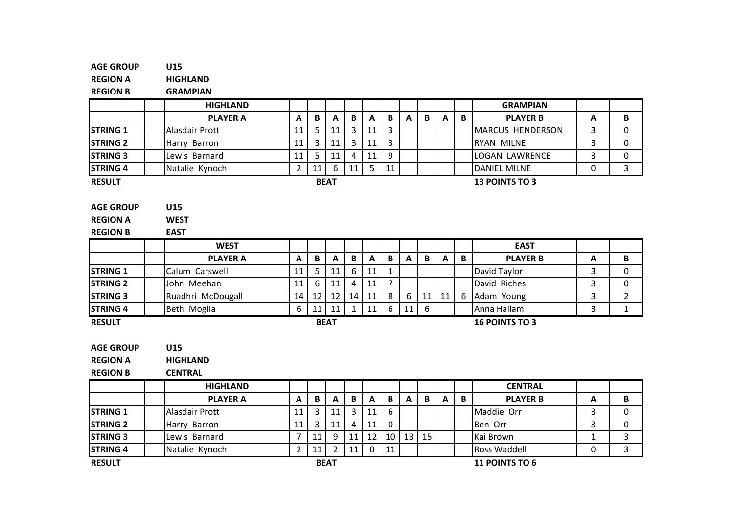**AGE GROUP** U15
**REGION A** HIGHLAND
**REGION B** GRAMPIAN

| | | HIGHLAND | | | | | | | | | | | GRAMPIAN | | |
|---|---|---|---|---|---|---|---|---|---|---|---|---|---|---|---|
| | | **PLAYER A** | **A** | **B** | **A** | **B** | **A** | **B** | **A** | **B** | **A** | **B** | **PLAYER B** | **A** | **B** |
| **STRING 1** | | Alasdair Prott | 11 | 5 | 11 | 3 | 11 | 3 | | | | | MARCUS HENDERSON | 3 | 0 |
| **STRING 2** | | Harry Barron | 11 | 3 | 11 | 3 | 11 | 3 | | | | | RYAN MILNE | 3 | 0 |
| **STRING 3** | | Lewis Barnard | 11 | 5 | 11 | 4 | 11 | 9 | | | | | LOGAN LAWRENCE | 3 | 0 |
| **STRING 4** | | Natalie Kynoch | 2 | 11 | 6 | 11 | 5 | 11 | | | | | DANIEL MILNE | 0 | 3 |

**RESULT** **BEAT** **13 POINTS TO 3**

**AGE GROUP** U15
**REGION A** WEST
**REGION B** EAST

| | | WEST | | | | | | | | | | | EAST | | |
|---|---|---|---|---|---|---|---|---|---|---|---|---|---|---|---|
| | | **PLAYER A** | **A** | **B** | **A** | **B** | **A** | **B** | **A** | **B** | **A** | **B** | **PLAYER B** | **A** | **B** |
| **STRING 1** | | Calum Carswell | 11 | 5 | 11 | 6 | 11 | 1 | | | | | David Taylor | 3 | 0 |
| **STRING 2** | | John Meehan | 11 | 6 | 11 | 4 | 11 | 7 | | | | | David Riches | 3 | 0 |
| **STRING 3** | | Ruadhri McDougall | 14 | 12 | 12 | 14 | 11 | 8 | 6 | 11 | 11 | 6 | Adam Young | 3 | 2 |
| **STRING 4** | | Beth Moglia | 6 | 11 | 11 | 1 | 11 | 6 | 11 | 6 | | | Anna Hallam | 3 | 1 |

**RESULT** **BEAT** **16 POINTS TO 3**

**AGE GROUP** U15
**REGION A** HIGHLAND
**REGION B** CENTRAL

| | | HIGHLAND | | | | | | | | | | | CENTRAL | | |
|---|---|---|---|---|---|---|---|---|---|---|---|---|---|---|---|
| | | **PLAYER A** | **A** | **B** | **A** | **B** | **A** | **B** | **A** | **B** | **A** | **B** | **PLAYER B** | **A** | **B** |
| **STRING 1** | | Alasdair Prott | 11 | 3 | 11 | 3 | 11 | 6 | | | | | Maddie Orr | 3 | 0 |
| **STRING 2** | | Harry Barron | 11 | 3 | 11 | 4 | 11 | 0 | | | | | Ben Orr | 3 | 0 |
| **STRING 3** | | Lewis Barnard | 7 | 11 | 9 | 11 | 12 | 10 | 13 | 15 | | | Kai Brown | 1 | 3 |
| **STRING 4** | | Natalie Kynoch | 2 | 11 | 2 | 11 | 0 | 11 | | | | | Ross Waddell | 0 | 3 |

**RESULT** **BEAT** **11 POINTS TO 6**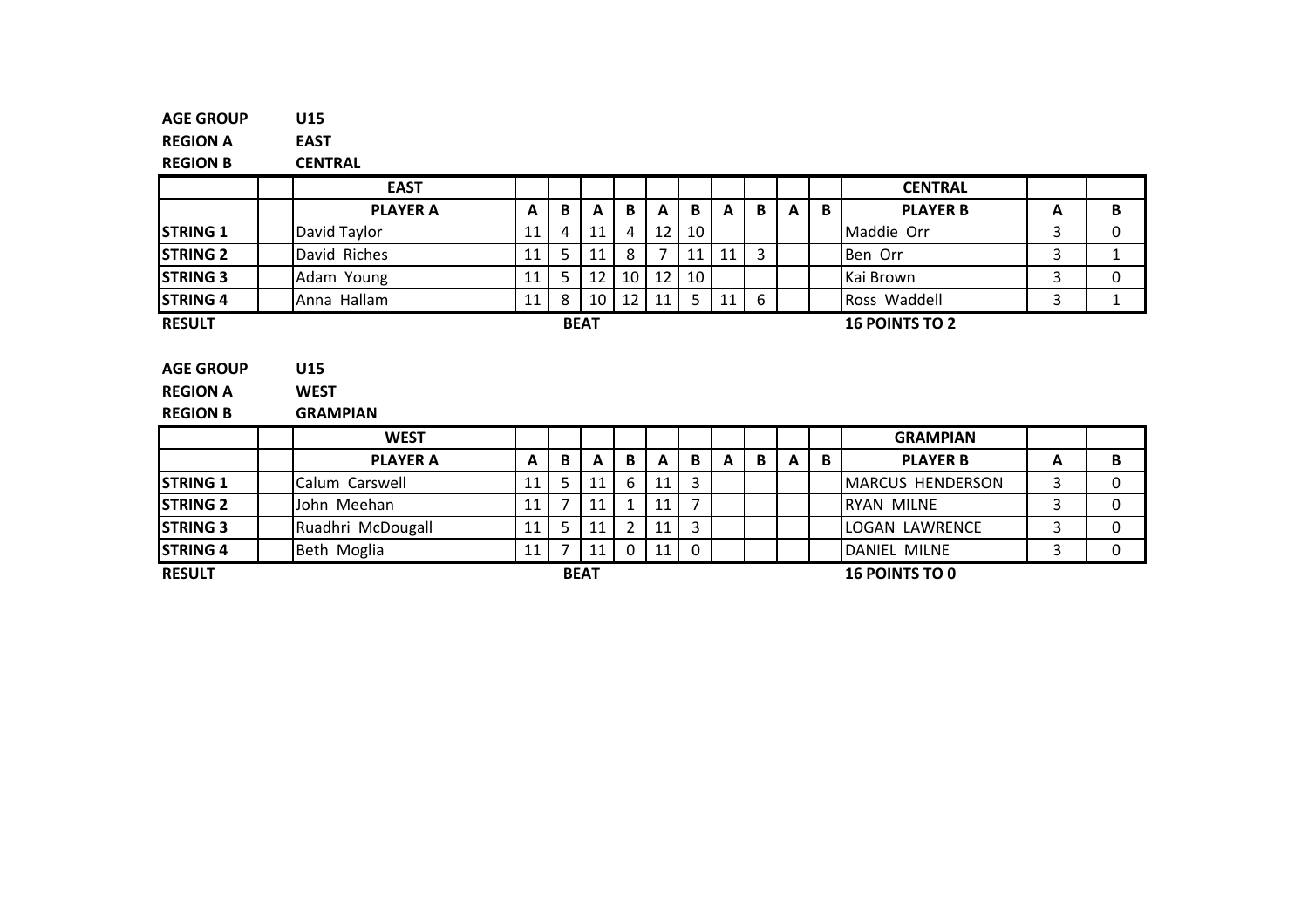**AGE GROUP** U15

**REGION A** EAST

**REGION B** CENTRAL

| | | EAST | | | | | | | | | | | CENTRAL | | |
|---|---|---|---|---|---|---|---|---|---|---|---|---|---|---|---|
| | | **PLAYER A** | **A** | **B** | **A** | **B** | **A** | **B** | **A** | **B** | **A** | **B** | **PLAYER B** | **A** | **B** |
| **STRING 1** | | David Taylor | 11 | 4 | 11 | 4 | 12 | 10 | | | | | Maddie Orr | 3 | 0 |
| **STRING 2** | | David Riches | 11 | 5 | 11 | 8 | 7 | 11 | 11 | 3 | | | Ben Orr | 3 | 1 |
| **STRING 3** | | Adam Young | 11 | 5 | 12 | 10 | 12 | 10 | | | | | Kai Brown | 3 | 0 |
| **STRING 4** | | Anna Hallam | 11 | 8 | 10 | 12 | 11 | 5 | 11 | 6 | | | Ross Waddell | 3 | 1 |

**RESULT** **BEAT** **16 POINTS TO 2**

**AGE GROUP** U15

**REGION A** WEST

**REGION B** GRAMPIAN

| | | WEST | | | | | | | | | | | GRAMPIAN | | |
|---|---|---|---|---|---|---|---|---|---|---|---|---|---|---|---|
| | | **PLAYER A** | **A** | **B** | **A** | **B** | **A** | **B** | **A** | **B** | **A** | **B** | **PLAYER B** | **A** | **B** |
| **STRING 1** | | Calum Carswell | 11 | 5 | 11 | 6 | 11 | 3 | | | | | MARCUS HENDERSON | 3 | 0 |
| **STRING 2** | | John Meehan | 11 | 7 | 11 | 1 | 11 | 7 | | | | | RYAN MILNE | 3 | 0 |
| **STRING 3** | | Ruadhri McDougall | 11 | 5 | 11 | 2 | 11 | 3 | | | | | LOGAN LAWRENCE | 3 | 0 |
| **STRING 4** | | Beth Moglia | 11 | 7 | 11 | 0 | 11 | 0 | | | | | DANIEL MILNE | 3 | 0 |

**RESULT** **BEAT** **16 POINTS TO 0**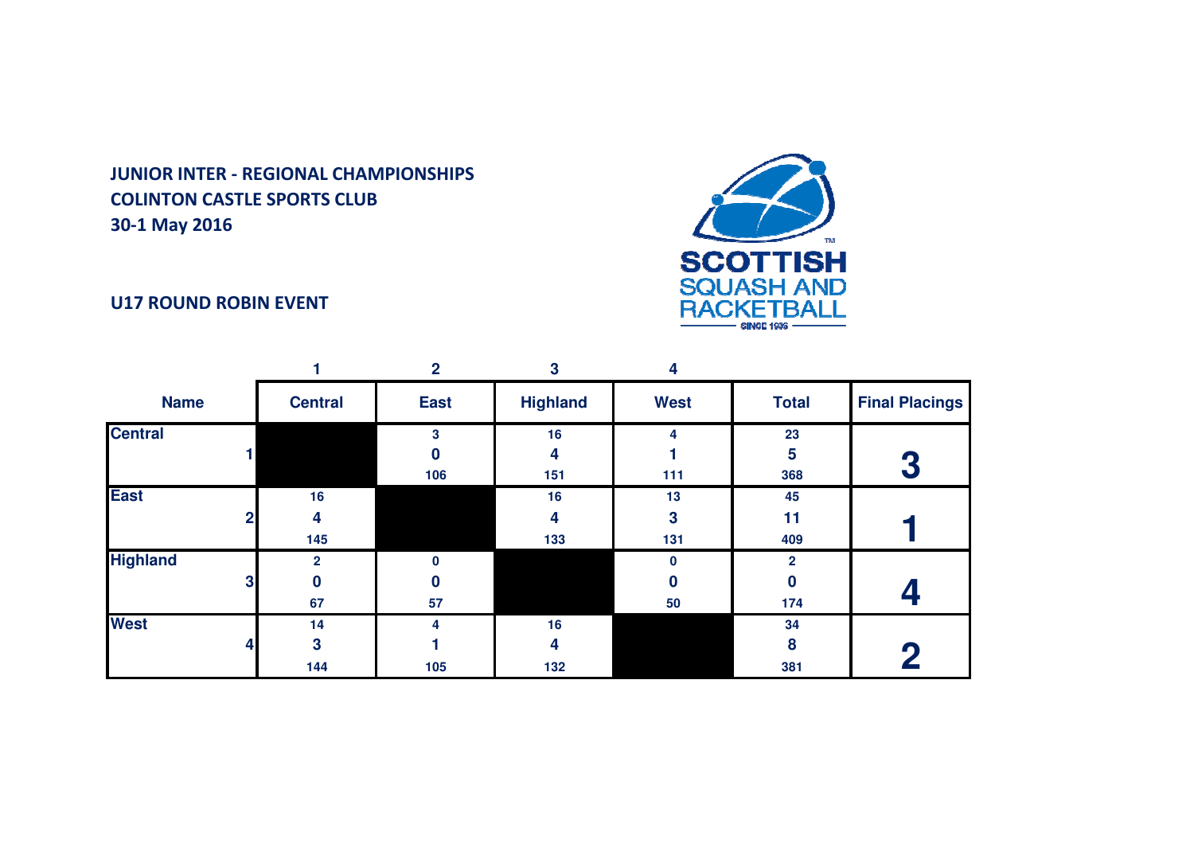**JUNIOR INTER - REGIONAL CHAMPIONSHIPS**
**COLINTON CASTLE SPORTS CLUB**
**30-1 May 2016**

**U17 ROUND ROBIN EVENT**

| | 1 | 2 | 3 | 4 | | |
|---|---|---|---|---|---|---|
| **Name** | **Central** | **East** | **Highland** | **West** | **Total** | **Final Placings** |
| **Central** 1 | | 3<br>0<br>106 | 16<br>4<br>151 | 4<br>1<br>111 | 23<br>5<br>368 | **3** |
| **East** 2 | 16<br>4<br>145 | | 16<br>4<br>133 | 13<br>3<br>131 | 45<br>11<br>409 | **1** |
| **Highland** 3 | 2<br>0<br>67 | 0<br>0<br>57 | | 0<br>0<br>50 | 2<br>0<br>174 | **4** |
| **West** 4 | 14<br>3<br>144 | 4<br>1<br>105 | 16<br>4<br>132 | | 34<br>8<br>381 | **2** |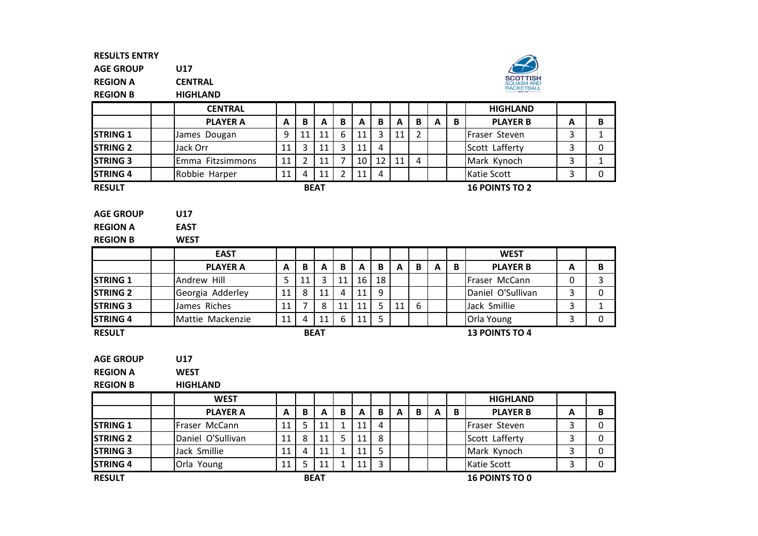**RESULTS ENTRY**

**AGE GROUP** U17

**REGION A** CENTRAL

**REGION B** HIGHLAND

| | | CENTRAL | | | | | | | | | | | HIGHLAND | | |
|---|---|---|---|---|---|---|---|---|---|---|---|---|---|---|---|
| | | PLAYER A | A | B | A | B | A | B | A | B | A | B | PLAYER B | A | B |
| STRING 1 | | James Dougan | 9 | 11 | 11 | 6 | 11 | 3 | 11 | 2 | | | Fraser Steven | 3 | 1 |
| STRING 2 | | Jack Orr | 11 | 3 | 11 | 3 | 11 | 4 | | | | | Scott Lafferty | 3 | 0 |
| STRING 3 | | Emma Fitzsimmons | 11 | 2 | 11 | 7 | 10 | 12 | 11 | 4 | | | Mark Kynoch | 3 | 1 |
| STRING 4 | | Robbie Harper | 11 | 4 | 11 | 2 | 11 | 4 | | | | | Katie Scott | 3 | 0 |
| RESULT | | | | | BEAT | | | | | | | | 16 POINTS TO 2 | | |

**AGE GROUP** U17

**REGION A** EAST

**REGION B** WEST

| | | EAST | | | | | | | | | | | WEST | | |
|---|---|---|---|---|---|---|---|---|---|---|---|---|---|---|---|
| | | PLAYER A | A | B | A | B | A | B | A | B | A | B | PLAYER B | A | B |
| STRING 1 | | Andrew Hill | 5 | 11 | 3 | 11 | 16 | 18 | | | | | Fraser McCann | 0 | 3 |
| STRING 2 | | Georgia Adderley | 11 | 8 | 11 | 4 | 11 | 9 | | | | | Daniel O'Sullivan | 3 | 0 |
| STRING 3 | | James Riches | 11 | 7 | 8 | 11 | 11 | 5 | 11 | 6 | | | Jack Smillie | 3 | 1 |
| STRING 4 | | Mattie Mackenzie | 11 | 4 | 11 | 6 | 11 | 5 | | | | | Orla Young | 3 | 0 |
| RESULT | | | | | BEAT | | | | | | | | 13 POINTS TO 4 | | |

**AGE GROUP** U17

**REGION A** WEST

**REGION B** HIGHLAND

| | | WEST | | | | | | | | | | | HIGHLAND | | |
|---|---|---|---|---|---|---|---|---|---|---|---|---|---|---|---|
| | | PLAYER A | A | B | A | B | A | B | A | B | A | B | PLAYER B | A | B |
| STRING 1 | | Fraser McCann | 11 | 5 | 11 | 1 | 11 | 4 | | | | | Fraser Steven | 3 | 0 |
| STRING 2 | | Daniel O'Sullivan | 11 | 8 | 11 | 5 | 11 | 8 | | | | | Scott Lafferty | 3 | 0 |
| STRING 3 | | Jack Smillie | 11 | 4 | 11 | 1 | 11 | 5 | | | | | Mark Kynoch | 3 | 0 |
| STRING 4 | | Orla Young | 11 | 5 | 11 | 1 | 11 | 3 | | | | | Katie Scott | 3 | 0 |
| RESULT | | | | | BEAT | | | | | | | | 16 POINTS TO 0 | | |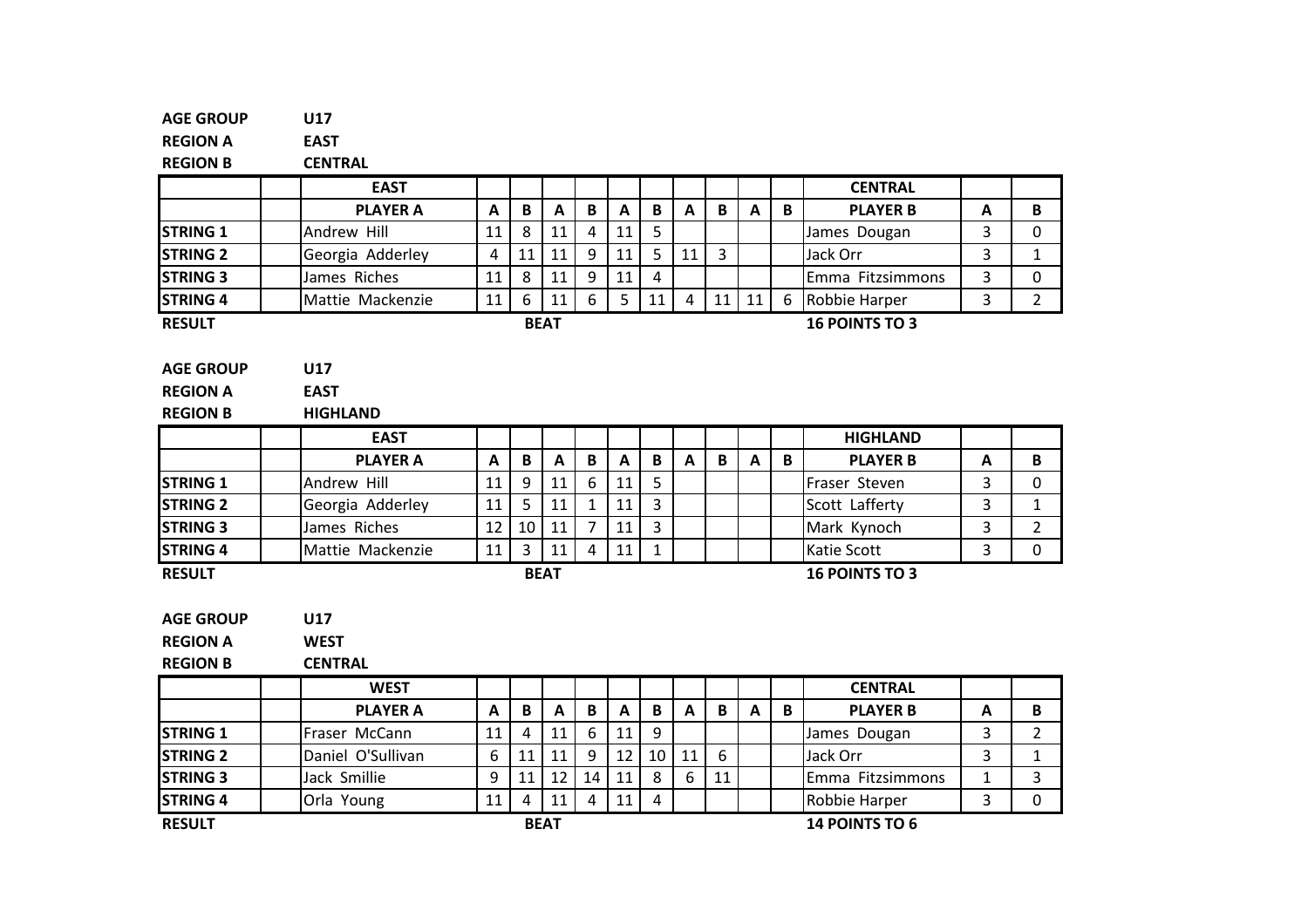**AGE GROUP** U17
**REGION A** EAST
**REGION B** CENTRAL

| | | EAST | | | | | | | | | | | CENTRAL | | |
|---|---|---|---|---|---|---|---|---|---|---|---|---|---|---|---|
| | | **PLAYER A** | **A** | **B** | **A** | **B** | **A** | **B** | **A** | **B** | **A** | **B** | **PLAYER B** | **A** | **B** |
| **STRING 1** | | Andrew Hill | 11 | 8 | 11 | 4 | 11 | 5 | | | | | James Dougan | 3 | 0 |
| **STRING 2** | | Georgia Adderley | 4 | 11 | 11 | 9 | 11 | 5 | 11 | 3 | | | Jack Orr | 3 | 1 |
| **STRING 3** | | James Riches | 11 | 8 | 11 | 9 | 11 | 4 | | | | | Emma Fitzsimmons | 3 | 0 |
| **STRING 4** | | Mattie Mackenzie | 11 | 6 | 11 | 6 | 5 | 11 | 4 | 11 | 11 | 6 | Robbie Harper | 3 | 2 |

**RESULT** **BEAT** **16 POINTS TO 3**

**AGE GROUP** U17
**REGION A** EAST
**REGION B** HIGHLAND

| | | EAST | | | | | | | | | | | HIGHLAND | | |
|---|---|---|---|---|---|---|---|---|---|---|---|---|---|---|---|
| | | **PLAYER A** | **A** | **B** | **A** | **B** | **A** | **B** | **A** | **B** | **A** | **B** | **PLAYER B** | **A** | **B** |
| **STRING 1** | | Andrew Hill | 11 | 9 | 11 | 6 | 11 | 5 | | | | | Fraser Steven | 3 | 0 |
| **STRING 2** | | Georgia Adderley | 11 | 5 | 11 | 1 | 11 | 3 | | | | | Scott Lafferty | 3 | 1 |
| **STRING 3** | | James Riches | 12 | 10 | 11 | 7 | 11 | 3 | | | | | Mark Kynoch | 3 | 2 |
| **STRING 4** | | Mattie Mackenzie | 11 | 3 | 11 | 4 | 11 | 1 | | | | | Katie Scott | 3 | 0 |

**RESULT** **BEAT** **16 POINTS TO 3**

**AGE GROUP** U17
**REGION A** WEST
**REGION B** CENTRAL

| | | WEST | | | | | | | | | | | CENTRAL | | |
|---|---|---|---|---|---|---|---|---|---|---|---|---|---|---|---|
| | | **PLAYER A** | **A** | **B** | **A** | **B** | **A** | **B** | **A** | **B** | **A** | **B** | **PLAYER B** | **A** | **B** |
| **STRING 1** | | Fraser McCann | 11 | 4 | 11 | 6 | 11 | 9 | | | | | James Dougan | 3 | 2 |
| **STRING 2** | | Daniel O'Sullivan | 6 | 11 | 11 | 9 | 12 | 10 | 11 | 6 | | | Jack Orr | 3 | 1 |
| **STRING 3** | | Jack Smillie | 9 | 11 | 12 | 14 | 11 | 8 | 6 | 11 | | | Emma Fitzsimmons | 1 | 3 |
| **STRING 4** | | Orla Young | 11 | 4 | 11 | 4 | 11 | 4 | | | | | Robbie Harper | 3 | 0 |

**RESULT** **BEAT** **14 POINTS TO 6**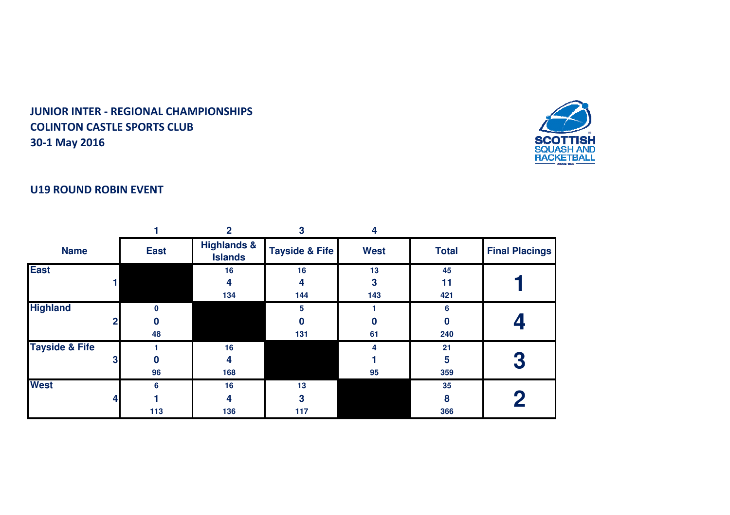**JUNIOR INTER - REGIONAL CHAMPIONSHIPS**
**COLINTON CASTLE SPORTS CLUB**
**30-1 May 2016**

**U19 ROUND ROBIN EVENT**

| Name | 1<br>East | 2<br>Highlands & Islands | 3<br>Tayside & Fife | 4<br>West | Total | Final Placings |
|---|---|---|---|---|---|---|
| East<br>1 | | 16<br>4<br>134 | 16<br>4<br>144 | 13<br>3<br>143 | 45<br>11<br>421 | 1 |
| Highland<br>2 | 0<br>0<br>48 | | 5<br>0<br>131 | 1<br>0<br>61 | 6<br>0<br>240 | 4 |
| Tayside & Fife<br>3 | 1<br>0<br>96 | 16<br>4<br>168 | | 4<br>1<br>95 | 21<br>5<br>359 | 3 |
| West<br>4 | 6<br>1<br>113 | 16<br>4<br>136 | 13<br>3<br>117 | | 35<br>8<br>366 | 2 |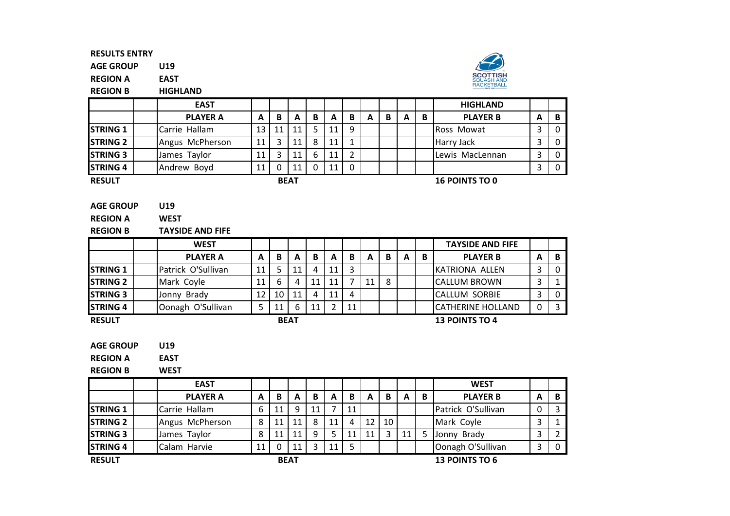**RESULTS ENTRY**

**AGE GROUP** U19
**REGION A** EAST
**REGION B** HIGHLAND

| | | EAST | | | | | | | | | | | HIGHLAND | | |
|---|---|---|---|---|---|---|---|---|---|---|---|---|---|---|---|
| | | **PLAYER A** | **A** | **B** | **A** | **B** | **A** | **B** | **A** | **B** | **A** | **B** | **PLAYER B** | **A** | **B** |
| **STRING 1** | | Carrie Hallam | 13 | 11 | 11 | 5 | 11 | 9 | | | | | Ross Mowat | 3 | 0 |
| **STRING 2** | | Angus McPherson | 11 | 3 | 11 | 8 | 11 | 1 | | | | | Harry Jack | 3 | 0 |
| **STRING 3** | | James Taylor | 11 | 3 | 11 | 6 | 11 | 2 | | | | | Lewis MacLennan | 3 | 0 |
| **STRING 4** | | Andrew Boyd | 11 | 0 | 11 | 0 | 11 | 0 | | | | | | 3 | 0 |

**RESULT** **BEAT** **16 POINTS TO 0**

**AGE GROUP** U19
**REGION A** WEST
**REGION B** TAYSIDE AND FIFE

| | | WEST | | | | | | | | | | | TAYSIDE AND FIFE | | |
|---|---|---|---|---|---|---|---|---|---|---|---|---|---|---|---|
| | | **PLAYER A** | **A** | **B** | **A** | **B** | **A** | **B** | **A** | **B** | **A** | **B** | **PLAYER B** | **A** | **B** |
| **STRING 1** | | Patrick O'Sullivan | 11 | 5 | 11 | 4 | 11 | 3 | | | | | KATRIONA ALLEN | 3 | 0 |
| **STRING 2** | | Mark Coyle | 11 | 6 | 4 | 11 | 11 | 7 | 11 | 8 | | | CALLUM BROWN | 3 | 1 |
| **STRING 3** | | Jonny Brady | 12 | 10 | 11 | 4 | 11 | 4 | | | | | CALLUM SORBIE | 3 | 0 |
| **STRING 4** | | Oonagh O'Sullivan | 5 | 11 | 6 | 11 | 2 | 11 | | | | | CATHERINE HOLLAND | 0 | 3 |

**RESULT** **BEAT** **13 POINTS TO 4**

**AGE GROUP** U19
**REGION A** EAST
**REGION B** WEST

| | | EAST | | | | | | | | | | | WEST | | |
|---|---|---|---|---|---|---|---|---|---|---|---|---|---|---|---|
| | | **PLAYER A** | **A** | **B** | **A** | **B** | **A** | **B** | **A** | **B** | **A** | **B** | **PLAYER B** | **A** | **B** |
| **STRING 1** | | Carrie Hallam | 6 | 11 | 9 | 11 | 7 | 11 | | | | | Patrick O'Sullivan | 0 | 3 |
| **STRING 2** | | Angus McPherson | 8 | 11 | 11 | 8 | 11 | 4 | 12 | 10 | | | Mark Coyle | 3 | 1 |
| **STRING 3** | | James Taylor | 8 | 11 | 11 | 9 | 5 | 11 | 11 | 3 | 11 | 5 | Jonny Brady | 3 | 2 |
| **STRING 4** | | Calam Harvie | 11 | 0 | 11 | 3 | 11 | 5 | | | | | Oonagh O'Sullivan | 3 | 0 |

**RESULT** **BEAT** **13 POINTS TO 6**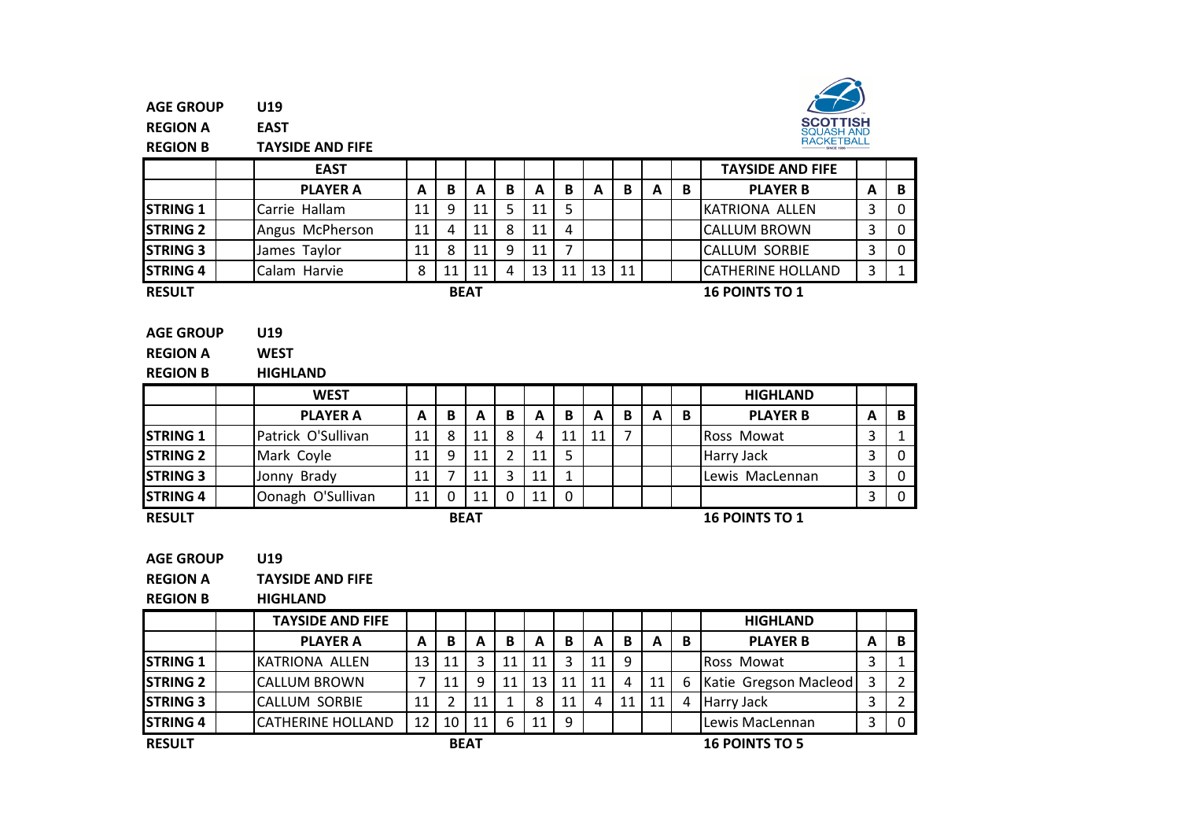**AGE GROUP** U19
**REGION A** EAST
**REGION B** TAYSIDE AND FIFE

| | | EAST | | | | | | | | | | | TAYSIDE AND FIFE | | |
|---|---|---|---|---|---|---|---|---|---|---|---|---|---|---|---|
| | | **PLAYER A** | **A** | **B** | **A** | **B** | **A** | **B** | **A** | **B** | **A** | **B** | **PLAYER B** | **A** | **B** |
| **STRING 1** | | Carrie Hallam | 11 | 9 | 11 | 5 | 11 | 5 | | | | | KATRIONA ALLEN | 3 | 0 |
| **STRING 2** | | Angus McPherson | 11 | 4 | 11 | 8 | 11 | 4 | | | | | CALLUM BROWN | 3 | 0 |
| **STRING 3** | | James Taylor | 11 | 8 | 11 | 9 | 11 | 7 | | | | | CALLUM SORBIE | 3 | 0 |
| **STRING 4** | | Calam Harvie | 8 | 11 | 11 | 4 | 13 | 11 | 13 | 11 | | | CATHERINE HOLLAND | 3 | 1 |

**RESULT** **BEAT** **16 POINTS TO 1**

**AGE GROUP** U19
**REGION A** WEST
**REGION B** HIGHLAND

| | | WEST | | | | | | | | | | | HIGHLAND | | |
|---|---|---|---|---|---|---|---|---|---|---|---|---|---|---|---|
| | | **PLAYER A** | **A** | **B** | **A** | **B** | **A** | **B** | **A** | **B** | **A** | **B** | **PLAYER B** | **A** | **B** |
| **STRING 1** | | Patrick O'Sullivan | 11 | 8 | 11 | 8 | 4 | 11 | 11 | 7 | | | Ross Mowat | 3 | 1 |
| **STRING 2** | | Mark Coyle | 11 | 9 | 11 | 2 | 11 | 5 | | | | | Harry Jack | 3 | 0 |
| **STRING 3** | | Jonny Brady | 11 | 7 | 11 | 3 | 11 | 1 | | | | | Lewis MacLennan | 3 | 0 |
| **STRING 4** | | Oonagh O'Sullivan | 11 | 0 | 11 | 0 | 11 | 0 | | | | | | 3 | 0 |

**RESULT** **BEAT** **16 POINTS TO 1**

**AGE GROUP** U19
**REGION A** TAYSIDE AND FIFE
**REGION B** HIGHLAND

| | | TAYSIDE AND FIFE | | | | | | | | | | | HIGHLAND | | |
|---|---|---|---|---|---|---|---|---|---|---|---|---|---|---|---|
| | | **PLAYER A** | **A** | **B** | **A** | **B** | **A** | **B** | **A** | **B** | **A** | **B** | **PLAYER B** | **A** | **B** |
| **STRING 1** | | KATRIONA ALLEN | 13 | 11 | 3 | 11 | 11 | 3 | 11 | 9 | | | Ross Mowat | 3 | 1 |
| **STRING 2** | | CALLUM BROWN | 7 | 11 | 9 | 11 | 13 | 11 | 11 | 4 | 11 | 6 | Katie Gregson Macleod | 3 | 2 |
| **STRING 3** | | CALLUM SORBIE | 11 | 2 | 11 | 1 | 8 | 11 | 4 | 11 | 11 | 4 | Harry Jack | 3 | 2 |
| **STRING 4** | | CATHERINE HOLLAND | 12 | 10 | 11 | 6 | 11 | 9 | | | | | Lewis MacLennan | 3 | 0 |

**RESULT** **BEAT** **16 POINTS TO 5**